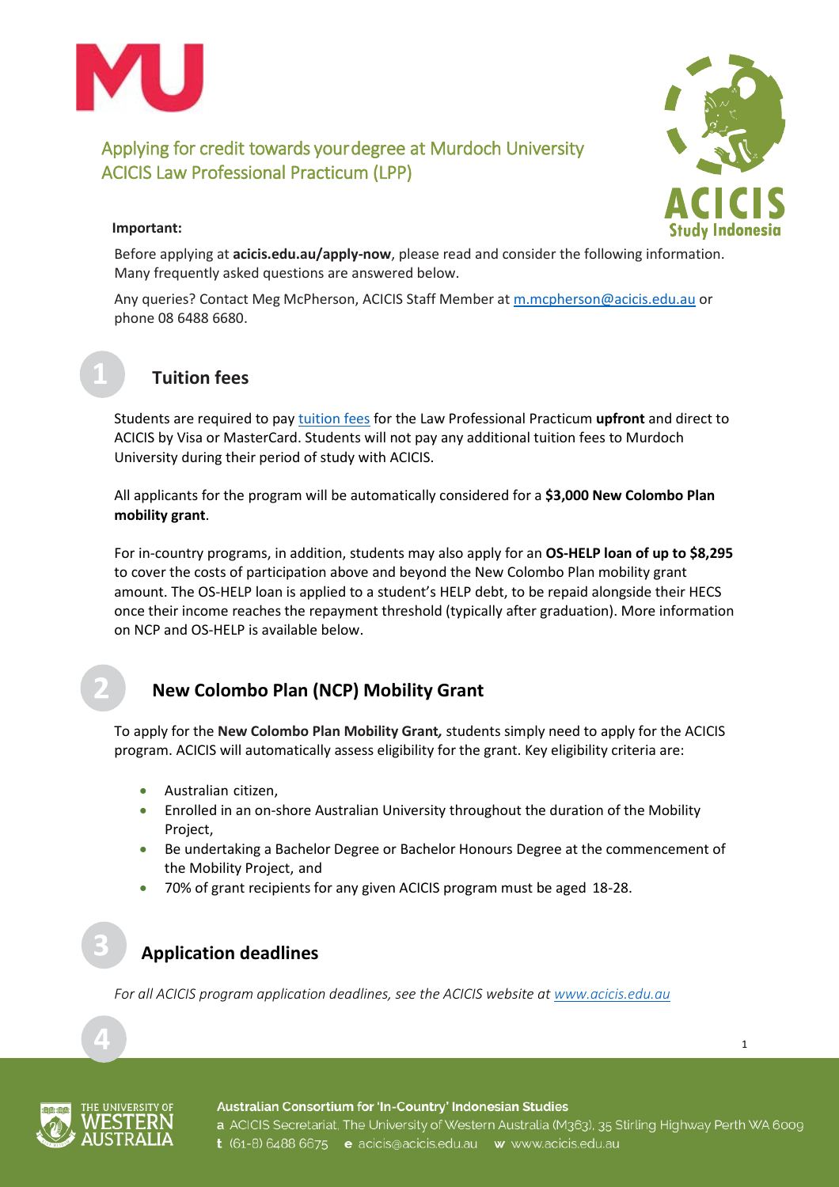# Applying for credit towards your degree at Murdoch University ACICIS Law Professional Practicum (LPP)

**Important:**

Before applying at **acicis.edu.au/apply-now**, please read and consider the following information. Many frequently asked questions are answered below.

Any queries? Contact Meg McPherson, ACICIS Staff Member at m.mcpherson@acicis.edu.au or phone 08 6488 6680.

## 1 Tuition fees

Students are required to pay tuition fees for the Law Professional Practicum **upfront** and direct to ACICIS by Visa or MasterCard. Students will not pay any additional tuition fees to Murdoch University during their period of study with ACICIS.

All applicants for the program will be automatically considered for a **$3,000 New Colombo Plan mobility grant**.

For in-country programs, in addition, students may also apply for an **OS-HELP loan of up to $8,295** to cover the costs of participation above and beyond the New Colombo Plan mobility grant amount. The OS-HELP loan is applied to a student's HELP debt, to be repaid alongside their HECS once their income reaches the repayment threshold (typically after graduation). More information on NCP and OS-HELP is available below.

## 2 New Colombo Plan (NCP) Mobility Grant

To apply for the **New Colombo Plan Mobility Grant***,* students simply need to apply for the ACICIS program. ACICIS will automatically assess eligibility for the grant. Key eligibility criteria are:

- Australian citizen,
- Enrolled in an on-shore Australian University throughout the duration of the Mobility Project,
- Be undertaking a Bachelor Degree or Bachelor Honours Degree at the commencement of the Mobility Project, and
- 70% of grant recipients for any given ACICIS program must be aged 18-28.

## 3 Application deadlines

*For all ACICIS program application deadlines, see the ACICIS website at www.acicis.edu.au*

## 4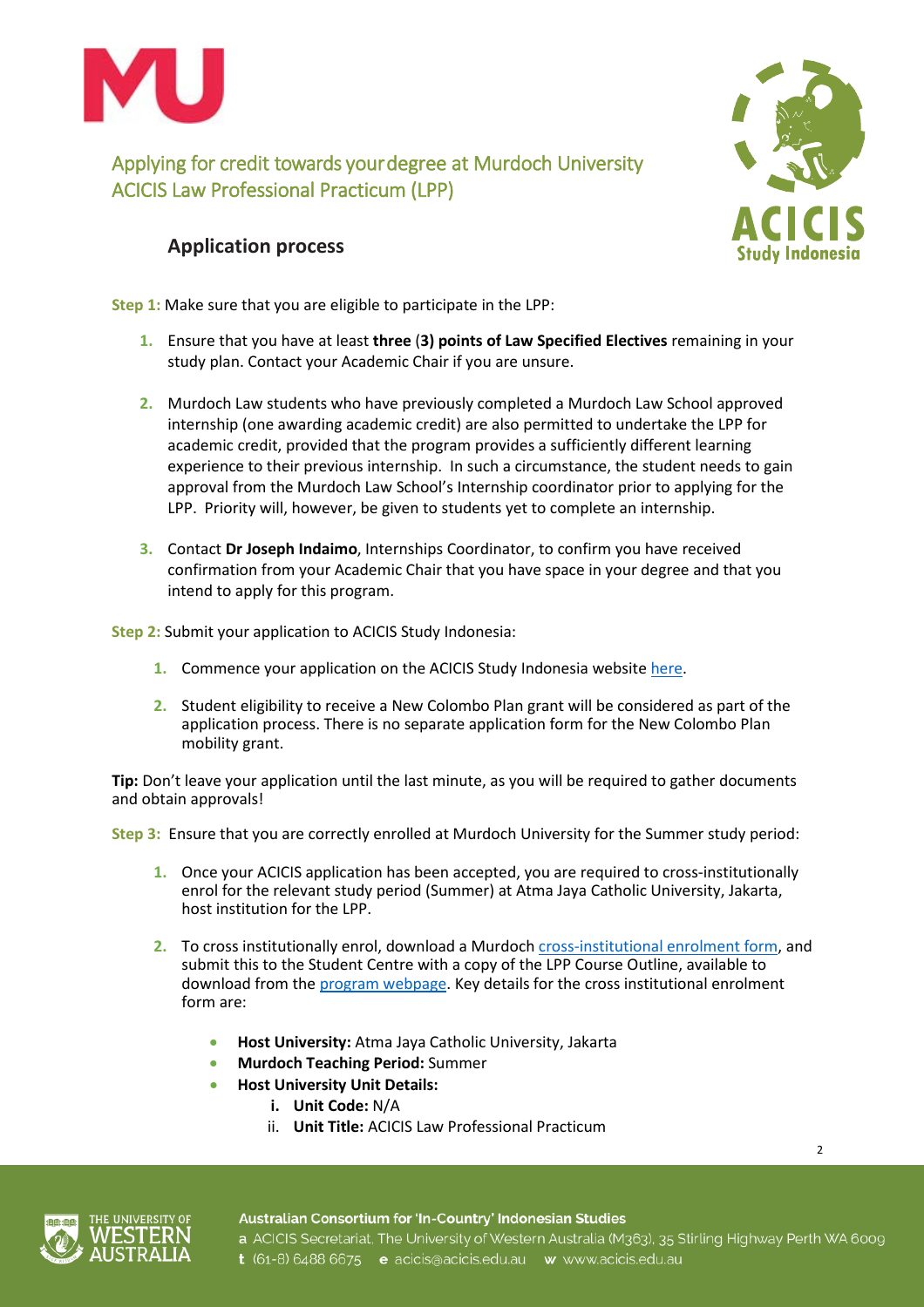Applying for credit towards your degree at Murdoch University
ACICIS Law Professional Practicum (LPP)

## Application process

**Step 1:** Make sure that you are eligible to participate in the LPP:

1. Ensure that you have at least **three (3) points of Law Specified Electives** remaining in your study plan. Contact your Academic Chair if you are unsure.

2. Murdoch Law students who have previously completed a Murdoch Law School approved internship (one awarding academic credit) are also permitted to undertake the LPP for academic credit, provided that the program provides a sufficiently different learning experience to their previous internship. In such a circumstance, the student needs to gain approval from the Murdoch Law School's Internship coordinator prior to applying for the LPP. Priority will, however, be given to students yet to complete an internship.

3. Contact **Dr Joseph Indaimo**, Internships Coordinator, to confirm you have received confirmation from your Academic Chair that you have space in your degree and that you intend to apply for this program.

**Step 2:** Submit your application to ACICIS Study Indonesia:

1. Commence your application on the ACICIS Study Indonesia website here.

2. Student eligibility to receive a New Colombo Plan grant will be considered as part of the application process. There is no separate application form for the New Colombo Plan mobility grant.

**Tip:** Don't leave your application until the last minute, as you will be required to gather documents and obtain approvals!

**Step 3:** Ensure that you are correctly enrolled at Murdoch University for the Summer study period:

1. Once your ACICIS application has been accepted, you are required to cross-institutionally enrol for the relevant study period (Summer) at Atma Jaya Catholic University, Jakarta, host institution for the LPP.

2. To cross institutionally enrol, download a Murdoch cross-institutional enrolment form, and submit this to the Student Centre with a copy of the LPP Course Outline, available to download from the program webpage. Key details for the cross institutional enrolment form are:

   - **Host University:** Atma Jaya Catholic University, Jakarta
   - **Murdoch Teaching Period:** Summer
   - **Host University Unit Details:**
     - i. **Unit Code:** N/A
     - ii. **Unit Title:** ACICIS Law Professional Practicum

**Australian Consortium for 'In-Country' Indonesian Studies**
a ACICIS Secretariat, The University of Western Australia (M363), 35 Stirling Highway Perth WA 6009
t (61-8) 6488 6675 e acicis@acicis.edu.au w www.acicis.edu.au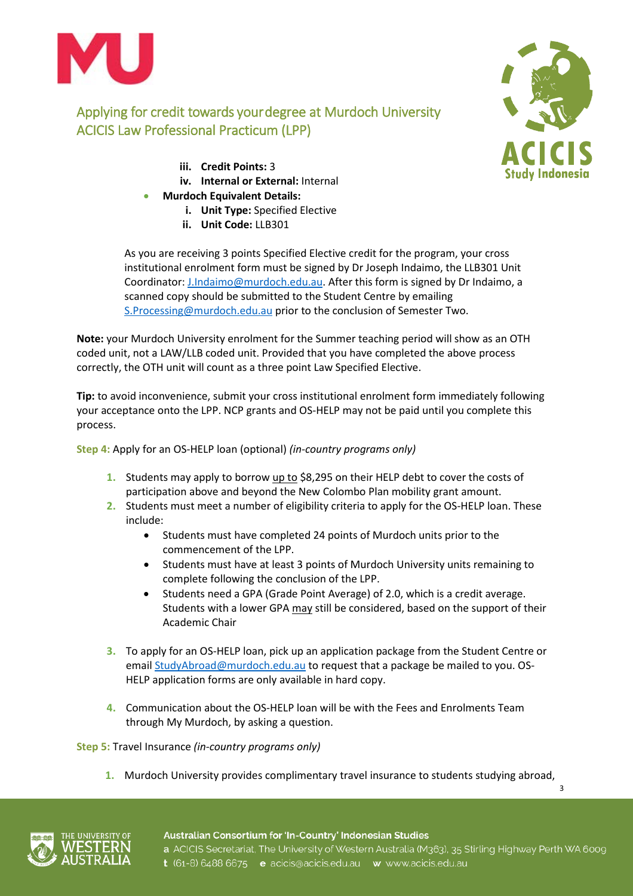Applying for credit towards your degree at Murdoch University
ACICIS Law Professional Practicum (LPP)

   iii. **Credit Points:** 3
   iv. **Internal or External:** Internal

- **Murdoch Equivalent Details:**
   i. **Unit Type:** Specified Elective
   ii. **Unit Code:** LLB301

As you are receiving 3 points Specified Elective credit for the program, your cross institutional enrolment form must be signed by Dr Joseph Indaimo, the LLB301 Unit Coordinator: J.Indaimo@murdoch.edu.au. After this form is signed by Dr Indaimo, a scanned copy should be submitted to the Student Centre by emailing S.Processing@murdoch.edu.au prior to the conclusion of Semester Two.

**Note:** your Murdoch University enrolment for the Summer teaching period will show as an OTH coded unit, not a LAW/LLB coded unit. Provided that you have completed the above process correctly, the OTH unit will count as a three point Law Specified Elective.

**Tip:** to avoid inconvenience, submit your cross institutional enrolment form immediately following your acceptance onto the LPP. NCP grants and OS-HELP may not be paid until you complete this process.

**Step 4:** Apply for an OS-HELP loan (optional) *(in-country programs only)*

1. Students may apply to borrow up to $8,295 on their HELP debt to cover the costs of participation above and beyond the New Colombo Plan mobility grant amount.
2. Students must meet a number of eligibility criteria to apply for the OS-HELP loan. These include:
   - Students must have completed 24 points of Murdoch units prior to the commencement of the LPP.
   - Students must have at least 3 points of Murdoch University units remaining to complete following the conclusion of the LPP.
   - Students need a GPA (Grade Point Average) of 2.0, which is a credit average. Students with a lower GPA may still be considered, based on the support of their Academic Chair
3. To apply for an OS-HELP loan, pick up an application package from the Student Centre or email StudyAbroad@murdoch.edu.au to request that a package be mailed to you. OS-HELP application forms are only available in hard copy.
4. Communication about the OS-HELP loan will be with the Fees and Enrolments Team through My Murdoch, by asking a question.

**Step 5:** Travel Insurance *(in-country programs only)*

1. Murdoch University provides complimentary travel insurance to students studying abroad,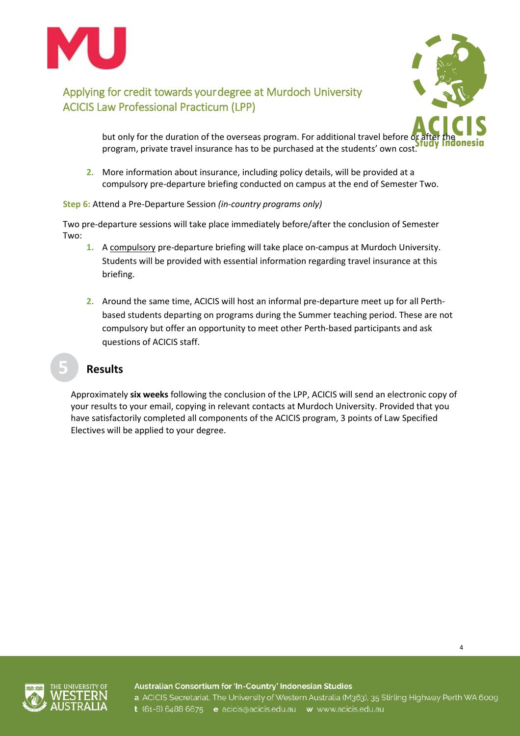but only for the duration of the overseas program. For additional travel before or after the program, private travel insurance has to be purchased at the students' own cost.

2. More information about insurance, including policy details, will be provided at a compulsory pre-departure briefing conducted on campus at the end of Semester Two.

**Step 6:** Attend a Pre-Departure Session *(in-country programs only)*

Two pre-departure sessions will take place immediately before/after the conclusion of Semester Two:

1. A compulsory pre-departure briefing will take place on-campus at Murdoch University. Students will be provided with essential information regarding travel insurance at this briefing.

2. Around the same time, ACICIS will host an informal pre-departure meet up for all Perth-based students departing on programs during the Summer teaching period. These are not compulsory but offer an opportunity to meet other Perth-based participants and ask questions of ACICIS staff.

## 5 Results

Approximately **six weeks** following the conclusion of the LPP, ACICIS will send an electronic copy of your results to your email, copying in relevant contacts at Murdoch University. Provided that you have satisfactorily completed all components of the ACICIS program, 3 points of Law Specified Electives will be applied to your degree.